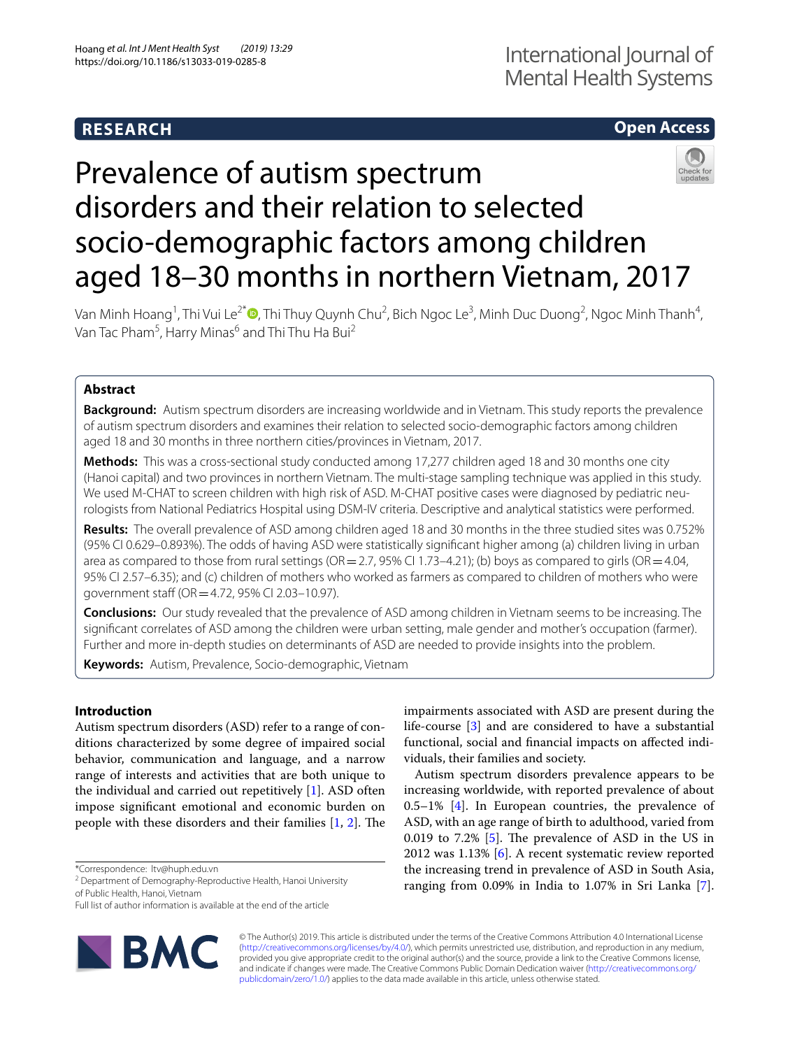RESEARCH

Open Access

# Prevalence of autism spectrum disorders and their relation to selected socio-demographic factors among children aged 18–30 months in northern Vietnam, 2017

Van Minh Hoang[1], Thi Vui Le[2*], Thi Thuy Quynh Chu[2], Bich Ngoc Le[3], Minh Duc Duong[2], Ngoc Minh Thanh[4], Van Tac Pham[5], Harry Minas[6] and Thi Thu Ha Bui[2]

## Abstract

**Background:** Autism spectrum disorders are increasing worldwide and in Vietnam. This study reports the prevalence of autism spectrum disorders and examines their relation to selected socio-demographic factors among children aged 18 and 30 months in three northern cities/provinces in Vietnam, 2017.

**Methods:** This was a cross-sectional study conducted among 17,277 children aged 18 and 30 months one city (Hanoi capital) and two provinces in northern Vietnam. The multi-stage sampling technique was applied in this study. We used M-CHAT to screen children with high risk of ASD. M-CHAT positive cases were diagnosed by pediatric neurologists from National Pediatrics Hospital using DSM-IV criteria. Descriptive and analytical statistics were performed.

**Results:** The overall prevalence of ASD among children aged 18 and 30 months in the three studied sites was 0.752% (95% CI 0.629–0.893%). The odds of having ASD were statistically significant higher among (a) children living in urban area as compared to those from rural settings (OR = 2.7, 95% CI 1.73–4.21); (b) boys as compared to girls (OR = 4.04, 95% CI 2.57–6.35); and (c) children of mothers who worked as farmers as compared to children of mothers who were government staff (OR = 4.72, 95% CI 2.03–10.97).

**Conclusions:** Our study revealed that the prevalence of ASD among children in Vietnam seems to be increasing. The significant correlates of ASD among the children were urban setting, male gender and mother's occupation (farmer). Further and more in-depth studies on determinants of ASD are needed to provide insights into the problem.

**Keywords:** Autism, Prevalence, Socio-demographic, Vietnam

## Introduction

Autism spectrum disorders (ASD) refer to a range of conditions characterized by some degree of impaired social behavior, communication and language, and a narrow range of interests and activities that are both unique to the individual and carried out repetitively [1]. ASD often impose significant emotional and economic burden on people with these disorders and their families [1, 2]. The impairments associated with ASD are present during the life-course [3] and are considered to have a substantial functional, social and financial impacts on affected individuals, their families and society.

Autism spectrum disorders prevalence appears to be increasing worldwide, with reported prevalence of about 0.5–1% [4]. In European countries, the prevalence of ASD, with an age range of birth to adulthood, varied from 0.019 to 7.2% [5]. The prevalence of ASD in the US in 2012 was 1.13% [6]. A recent systematic review reported the increasing trend in prevalence of ASD in South Asia, ranging from 0.09% in India to 1.07% in Sri Lanka [7].

*Correspondence: ltv@huph.edu.vn
[2] Department of Demography-Reproductive Health, Hanoi University of Public Health, Hanoi, Vietnam
Full list of author information is available at the end of the article

© The Author(s) 2019. This article is distributed under the terms of the Creative Commons Attribution 4.0 International License (http://creativecommons.org/licenses/by/4.0/), which permits unrestricted use, distribution, and reproduction in any medium, provided you give appropriate credit to the original author(s) and the source, provide a link to the Creative Commons license, and indicate if changes were made. The Creative Commons Public Domain Dedication waiver (http://creativecommons.org/publicdomain/zero/1.0/) applies to the data made available in this article, unless otherwise stated.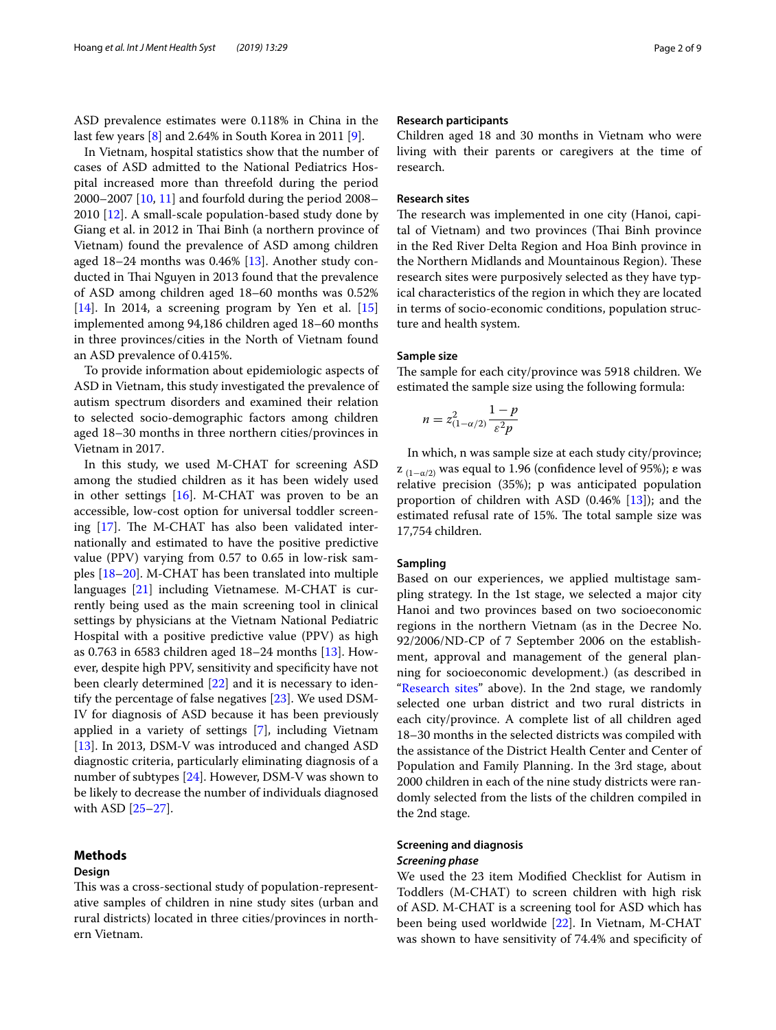ASD prevalence estimates were 0.118% in China in the last few years [8] and 2.64% in South Korea in 2011 [9].

In Vietnam, hospital statistics show that the number of cases of ASD admitted to the National Pediatrics Hospital increased more than threefold during the period 2000–2007 [10, 11] and fourfold during the period 2008–2010 [12]. A small-scale population-based study done by Giang et al. in 2012 in Thai Binh (a northern province of Vietnam) found the prevalence of ASD among children aged 18–24 months was 0.46% [13]. Another study conducted in Thai Nguyen in 2013 found that the prevalence of ASD among children aged 18–60 months was 0.52% [14]. In 2014, a screening program by Yen et al. [15] implemented among 94,186 children aged 18–60 months in three provinces/cities in the North of Vietnam found an ASD prevalence of 0.415%.

To provide information about epidemiologic aspects of ASD in Vietnam, this study investigated the prevalence of autism spectrum disorders and examined their relation to selected socio-demographic factors among children aged 18–30 months in three northern cities/provinces in Vietnam in 2017.

In this study, we used M-CHAT for screening ASD among the studied children as it has been widely used in other settings [16]. M-CHAT was proven to be an accessible, low-cost option for universal toddler screening [17]. The M-CHAT has also been validated internationally and estimated to have the positive predictive value (PPV) varying from 0.57 to 0.65 in low-risk samples [18–20]. M-CHAT has been translated into multiple languages [21] including Vietnamese. M-CHAT is currently being used as the main screening tool in clinical settings by physicians at the Vietnam National Pediatric Hospital with a positive predictive value (PPV) as high as 0.763 in 6583 children aged 18–24 months [13]. However, despite high PPV, sensitivity and specificity have not been clearly determined [22] and it is necessary to identify the percentage of false negatives [23]. We used DSM-IV for diagnosis of ASD because it has been previously applied in a variety of settings [7], including Vietnam [13]. In 2013, DSM-V was introduced and changed ASD diagnostic criteria, particularly eliminating diagnosis of a number of subtypes [24]. However, DSM-V was shown to be likely to decrease the number of individuals diagnosed with ASD [25–27].

## Methods

### Design

This was a cross-sectional study of population-representative samples of children in nine study sites (urban and rural districts) located in three cities/provinces in northern Vietnam.

### Research participants

Children aged 18 and 30 months in Vietnam who were living with their parents or caregivers at the time of research.

### Research sites

The research was implemented in one city (Hanoi, capital of Vietnam) and two provinces (Thai Binh province in the Red River Delta Region and Hoa Binh province in the Northern Midlands and Mountainous Region). These research sites were purposively selected as they have typical characteristics of the region in which they are located in terms of socio-economic conditions, population structure and health system.

### Sample size

The sample for each city/province was 5918 children. We estimated the sample size using the following formula:

$$n = z^2_{(1-\alpha/2)} \frac{1-p}{\varepsilon^2 p}$$

In which, n was sample size at each study city/province; $z_{(1-\alpha/2)}$ was equal to 1.96 (confidence level of 95%); ε was relative precision (35%); p was anticipated population proportion of children with ASD (0.46% [13]); and the estimated refusal rate of 15%. The total sample size was 17,754 children.

### Sampling

Based on our experiences, we applied multistage sampling strategy. In the 1st stage, we selected a major city Hanoi and two provinces based on two socioeconomic regions in the northern Vietnam (as in the Decree No. 92/2006/ND-CP of 7 September 2006 on the establishment, approval and management of the general planning for socioeconomic development.) (as described in "Research sites" above). In the 2nd stage, we randomly selected one urban district and two rural districts in each city/province. A complete list of all children aged 18–30 months in the selected districts was compiled with the assistance of the District Health Center and Center of Population and Family Planning. In the 3rd stage, about 2000 children in each of the nine study districts were randomly selected from the lists of the children compiled in the 2nd stage.

### Screening and diagnosis

#### *Screening phase*

We used the 23 item Modified Checklist for Autism in Toddlers (M-CHAT) to screen children with high risk of ASD. M-CHAT is a screening tool for ASD which has been being used worldwide [22]. In Vietnam, M-CHAT was shown to have sensitivity of 74.4% and specificity of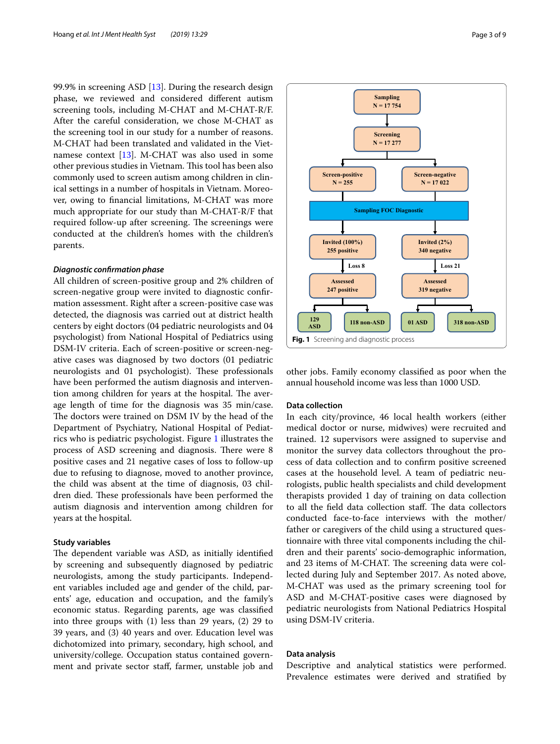99.9% in screening ASD [13]. During the research design phase, we reviewed and considered different autism screening tools, including M-CHAT and M-CHAT-R/F. After the careful consideration, we chose M-CHAT as the screening tool in our study for a number of reasons. M-CHAT had been translated and validated in the Vietnamese context [13]. M-CHAT was also used in some other previous studies in Vietnam. This tool has been also commonly used to screen autism among children in clinical settings in a number of hospitals in Vietnam. Moreover, owing to financial limitations, M-CHAT was more much appropriate for our study than M-CHAT-R/F that required follow-up after screening. The screenings were conducted at the children's homes with the children's parents.

### *Diagnostic confirmation phase*

All children of screen-positive group and 2% children of screen-negative group were invited to diagnostic confirmation assessment. Right after a screen-positive case was detected, the diagnosis was carried out at district health centers by eight doctors (04 pediatric neurologists and 04 psychologist) from National Hospital of Pediatrics using DSM-IV criteria. Each of screen-positive or screen-negative cases was diagnosed by two doctors (01 pediatric neurologists and 01 psychologist). These professionals have been performed the autism diagnosis and intervention among children for years at the hospital. The average length of time for the diagnosis was 35 min/case. The doctors were trained on DSM IV by the head of the Department of Psychiatry, National Hospital of Pediatrics who is pediatric psychologist. Figure 1 illustrates the process of ASD screening and diagnosis. There were 8 positive cases and 21 negative cases of loss to follow-up due to refusing to diagnose, moved to another province, the child was absent at the time of diagnosis, 03 children died. These professionals have been performed the autism diagnosis and intervention among children for years at the hospital.

Sampling N = 17 754 → Screening N = 17 277 → Screen-positive N = 255 / Screen-negative N = 17 022 → Sampling FOC Diagnostic → Invited (100%) 255 positive / Invited (2%) 340 negative → Loss 8 / Loss 21 → Assessed 247 positive / Assessed 319 negative → 129 ASD, 118 non-ASD / 01 ASD, 318 non-ASD

**Fig. 1** Screening and diagnostic process

### Study variables

The dependent variable was ASD, as initially identified by screening and subsequently diagnosed by pediatric neurologists, among the study participants. Independent variables included age and gender of the child, parents' age, education and occupation, and the family's economic status. Regarding parents, age was classified into three groups with (1) less than 29 years, (2) 29 to 39 years, and (3) 40 years and over. Education level was dichotomized into primary, secondary, high school, and university/college. Occupation status contained government and private sector staff, farmer, unstable job and other jobs. Family economy classified as poor when the annual household income was less than 1000 USD.

### Data collection

In each city/province, 46 local health workers (either medical doctor or nurse, midwives) were recruited and trained. 12 supervisors were assigned to supervise and monitor the survey data collectors throughout the process of data collection and to confirm positive screened cases at the household level. A team of pediatric neurologists, public health specialists and child development therapists provided 1 day of training on data collection to all the field data collection staff. The data collectors conducted face-to-face interviews with the mother/father or caregivers of the child using a structured questionnaire with three vital components including the children and their parents' socio-demographic information, and 23 items of M-CHAT. The screening data were collected during July and September 2017. As noted above, M-CHAT was used as the primary screening tool for ASD and M-CHAT-positive cases were diagnosed by pediatric neurologists from National Pediatrics Hospital using DSM-IV criteria.

### Data analysis

Descriptive and analytical statistics were performed. Prevalence estimates were derived and stratified by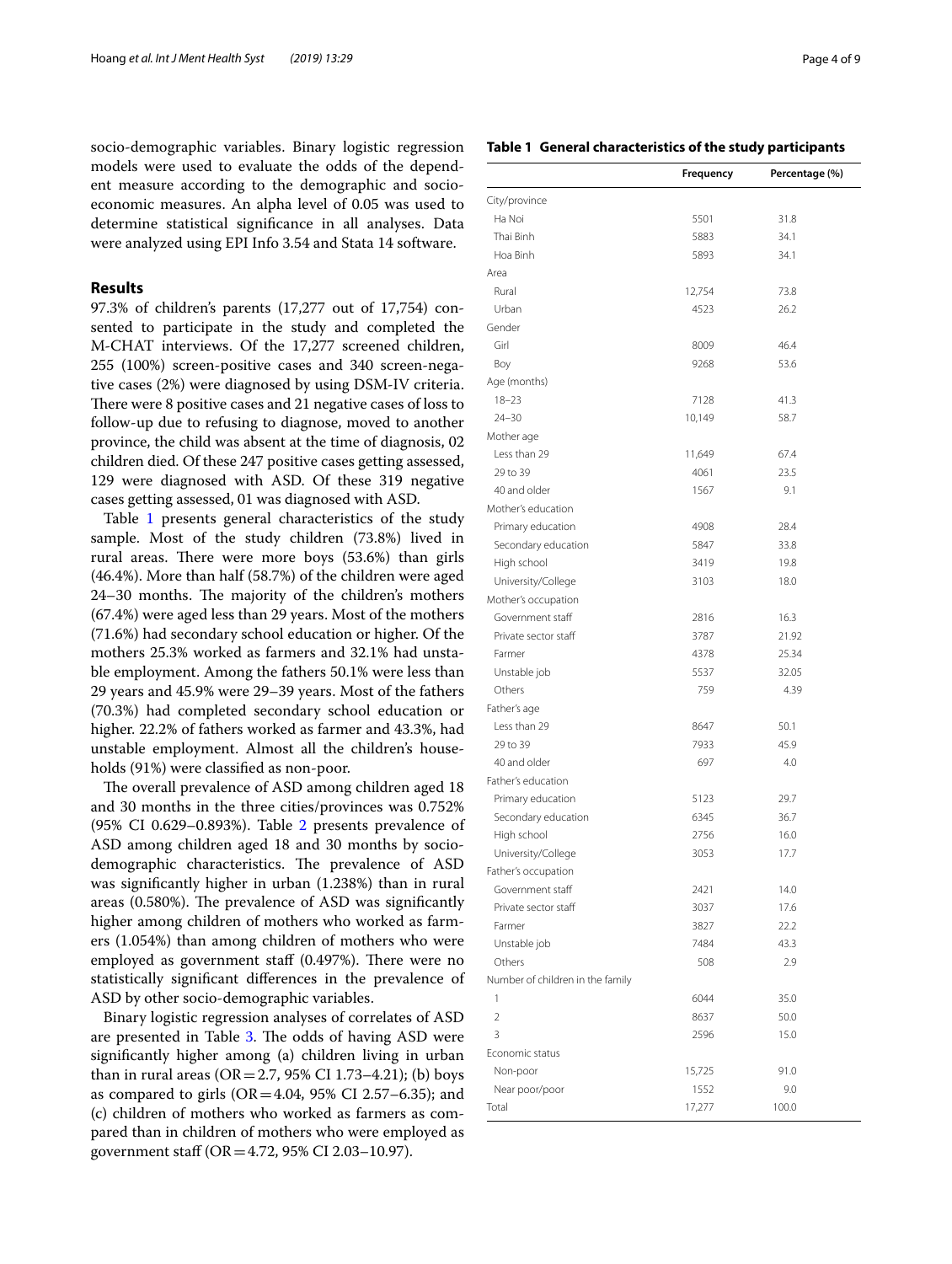socio-demographic variables. Binary logistic regression models were used to evaluate the odds of the dependent measure according to the demographic and socio-economic measures. An alpha level of 0.05 was used to determine statistical significance in all analyses. Data were analyzed using EPI Info 3.54 and Stata 14 software.

## Results

97.3% of children's parents (17,277 out of 17,754) consented to participate in the study and completed the M-CHAT interviews. Of the 17,277 screened children, 255 (100%) screen-positive cases and 340 screen-negative cases (2%) were diagnosed by using DSM-IV criteria. There were 8 positive cases and 21 negative cases of loss to follow-up due to refusing to diagnose, moved to another province, the child was absent at the time of diagnosis, 02 children died. Of these 247 positive cases getting assessed, 129 were diagnosed with ASD. Of these 319 negative cases getting assessed, 01 was diagnosed with ASD.

Table 1 presents general characteristics of the study sample. Most of the study children (73.8%) lived in rural areas. There were more boys (53.6%) than girls (46.4%). More than half (58.7%) of the children were aged 24–30 months. The majority of the children's mothers (67.4%) were aged less than 29 years. Most of the mothers (71.6%) had secondary school education or higher. Of the mothers 25.3% worked as farmers and 32.1% had unstable employment. Among the fathers 50.1% were less than 29 years and 45.9% were 29–39 years. Most of the fathers (70.3%) had completed secondary school education or higher. 22.2% of fathers worked as farmer and 43.3%, had unstable employment. Almost all the children's households (91%) were classified as non-poor.

The overall prevalence of ASD among children aged 18 and 30 months in the three cities/provinces was 0.752% (95% CI 0.629–0.893%). Table 2 presents prevalence of ASD among children aged 18 and 30 months by socio-demographic characteristics. The prevalence of ASD was significantly higher in urban (1.238%) than in rural areas (0.580%). The prevalence of ASD was significantly higher among children of mothers who worked as farmers (1.054%) than among children of mothers who were employed as government staff (0.497%). There were no statistically significant differences in the prevalence of ASD by other socio-demographic variables.

Binary logistic regression analyses of correlates of ASD are presented in Table 3. The odds of having ASD were significantly higher among (a) children living in urban than in rural areas (OR = 2.7, 95% CI 1.73–4.21); (b) boys as compared to girls (OR = 4.04, 95% CI 2.57–6.35); and (c) children of mothers who worked as farmers as compared than in children of mothers who were employed as government staff (OR = 4.72, 95% CI 2.03–10.97).

**Table 1 General characteristics of the study participants**

| | Frequency | Percentage (%) |
|---|---|---|
| City/province | | |
| Ha Noi | 5501 | 31.8 |
| Thai Binh | 5883 | 34.1 |
| Hoa Binh | 5893 | 34.1 |
| Area | | |
| Rural | 12,754 | 73.8 |
| Urban | 4523 | 26.2 |
| Gender | | |
| Girl | 8009 | 46.4 |
| Boy | 9268 | 53.6 |
| Age (months) | | |
| 18–23 | 7128 | 41.3 |
| 24–30 | 10,149 | 58.7 |
| Mother age | | |
| Less than 29 | 11,649 | 67.4 |
| 29 to 39 | 4061 | 23.5 |
| 40 and older | 1567 | 9.1 |
| Mother's education | | |
| Primary education | 4908 | 28.4 |
| Secondary education | 5847 | 33.8 |
| High school | 3419 | 19.8 |
| University/College | 3103 | 18.0 |
| Mother's occupation | | |
| Government staff | 2816 | 16.3 |
| Private sector staff | 3787 | 21.92 |
| Farmer | 4378 | 25.34 |
| Unstable job | 5537 | 32.05 |
| Others | 759 | 4.39 |
| Father's age | | |
| Less than 29 | 8647 | 50.1 |
| 29 to 39 | 7933 | 45.9 |
| 40 and older | 697 | 4.0 |
| Father's education | | |
| Primary education | 5123 | 29.7 |
| Secondary education | 6345 | 36.7 |
| High school | 2756 | 16.0 |
| University/College | 3053 | 17.7 |
| Father's occupation | | |
| Government staff | 2421 | 14.0 |
| Private sector staff | 3037 | 17.6 |
| Farmer | 3827 | 22.2 |
| Unstable job | 7484 | 43.3 |
| Others | 508 | 2.9 |
| Number of children in the family | | |
| 1 | 6044 | 35.0 |
| 2 | 8637 | 50.0 |
| 3 | 2596 | 15.0 |
| Economic status | | |
| Non-poor | 15,725 | 91.0 |
| Near poor/poor | 1552 | 9.0 |
| Total | 17,277 | 100.0 |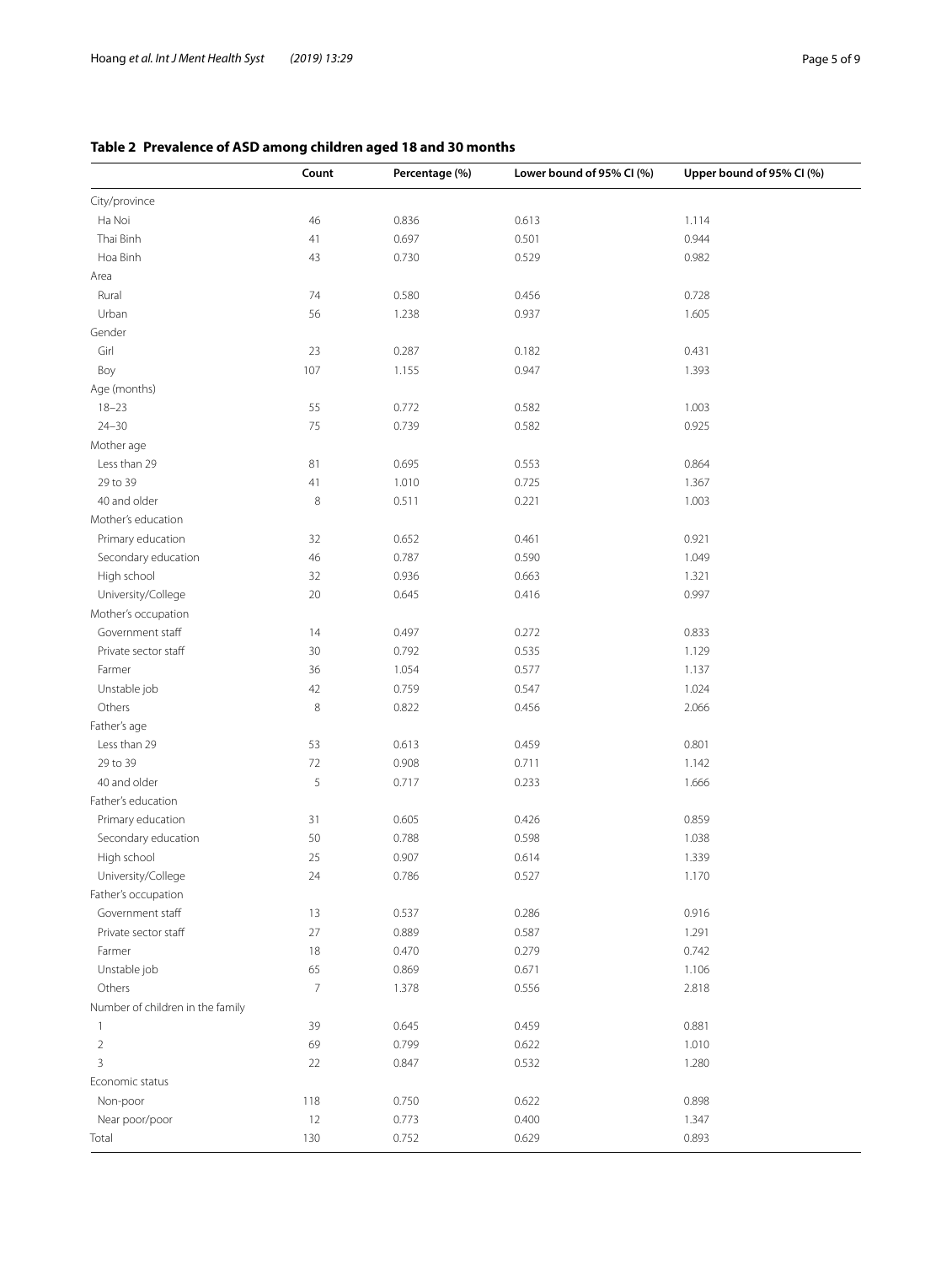**Table 2 Prevalence of ASD among children aged 18 and 30 months**

| | Count | Percentage (%) | Lower bound of 95% CI (%) | Upper bound of 95% CI (%) |
|---|---|---|---|---|
| City/province | | | | |
| Ha Noi | 46 | 0.836 | 0.613 | 1.114 |
| Thai Binh | 41 | 0.697 | 0.501 | 0.944 |
| Hoa Binh | 43 | 0.730 | 0.529 | 0.982 |
| Area | | | | |
| Rural | 74 | 0.580 | 0.456 | 0.728 |
| Urban | 56 | 1.238 | 0.937 | 1.605 |
| Gender | | | | |
| Girl | 23 | 0.287 | 0.182 | 0.431 |
| Boy | 107 | 1.155 | 0.947 | 1.393 |
| Age (months) | | | | |
| 18–23 | 55 | 0.772 | 0.582 | 1.003 |
| 24–30 | 75 | 0.739 | 0.582 | 0.925 |
| Mother age | | | | |
| Less than 29 | 81 | 0.695 | 0.553 | 0.864 |
| 29 to 39 | 41 | 1.010 | 0.725 | 1.367 |
| 40 and older | 8 | 0.511 | 0.221 | 1.003 |
| Mother's education | | | | |
| Primary education | 32 | 0.652 | 0.461 | 0.921 |
| Secondary education | 46 | 0.787 | 0.590 | 1.049 |
| High school | 32 | 0.936 | 0.663 | 1.321 |
| University/College | 20 | 0.645 | 0.416 | 0.997 |
| Mother's occupation | | | | |
| Government staff | 14 | 0.497 | 0.272 | 0.833 |
| Private sector staff | 30 | 0.792 | 0.535 | 1.129 |
| Farmer | 36 | 1.054 | 0.577 | 1.137 |
| Unstable job | 42 | 0.759 | 0.547 | 1.024 |
| Others | 8 | 0.822 | 0.456 | 2.066 |
| Father's age | | | | |
| Less than 29 | 53 | 0.613 | 0.459 | 0.801 |
| 29 to 39 | 72 | 0.908 | 0.711 | 1.142 |
| 40 and older | 5 | 0.717 | 0.233 | 1.666 |
| Father's education | | | | |
| Primary education | 31 | 0.605 | 0.426 | 0.859 |
| Secondary education | 50 | 0.788 | 0.598 | 1.038 |
| High school | 25 | 0.907 | 0.614 | 1.339 |
| University/College | 24 | 0.786 | 0.527 | 1.170 |
| Father's occupation | | | | |
| Government staff | 13 | 0.537 | 0.286 | 0.916 |
| Private sector staff | 27 | 0.889 | 0.587 | 1.291 |
| Farmer | 18 | 0.470 | 0.279 | 0.742 |
| Unstable job | 65 | 0.869 | 0.671 | 1.106 |
| Others | 7 | 1.378 | 0.556 | 2.818 |
| Number of children in the family | | | | |
| 1 | 39 | 0.645 | 0.459 | 0.881 |
| 2 | 69 | 0.799 | 0.622 | 1.010 |
| 3 | 22 | 0.847 | 0.532 | 1.280 |
| Economic status | | | | |
| Non-poor | 118 | 0.750 | 0.622 | 0.898 |
| Near poor/poor | 12 | 0.773 | 0.400 | 1.347 |
| Total | 130 | 0.752 | 0.629 | 0.893 |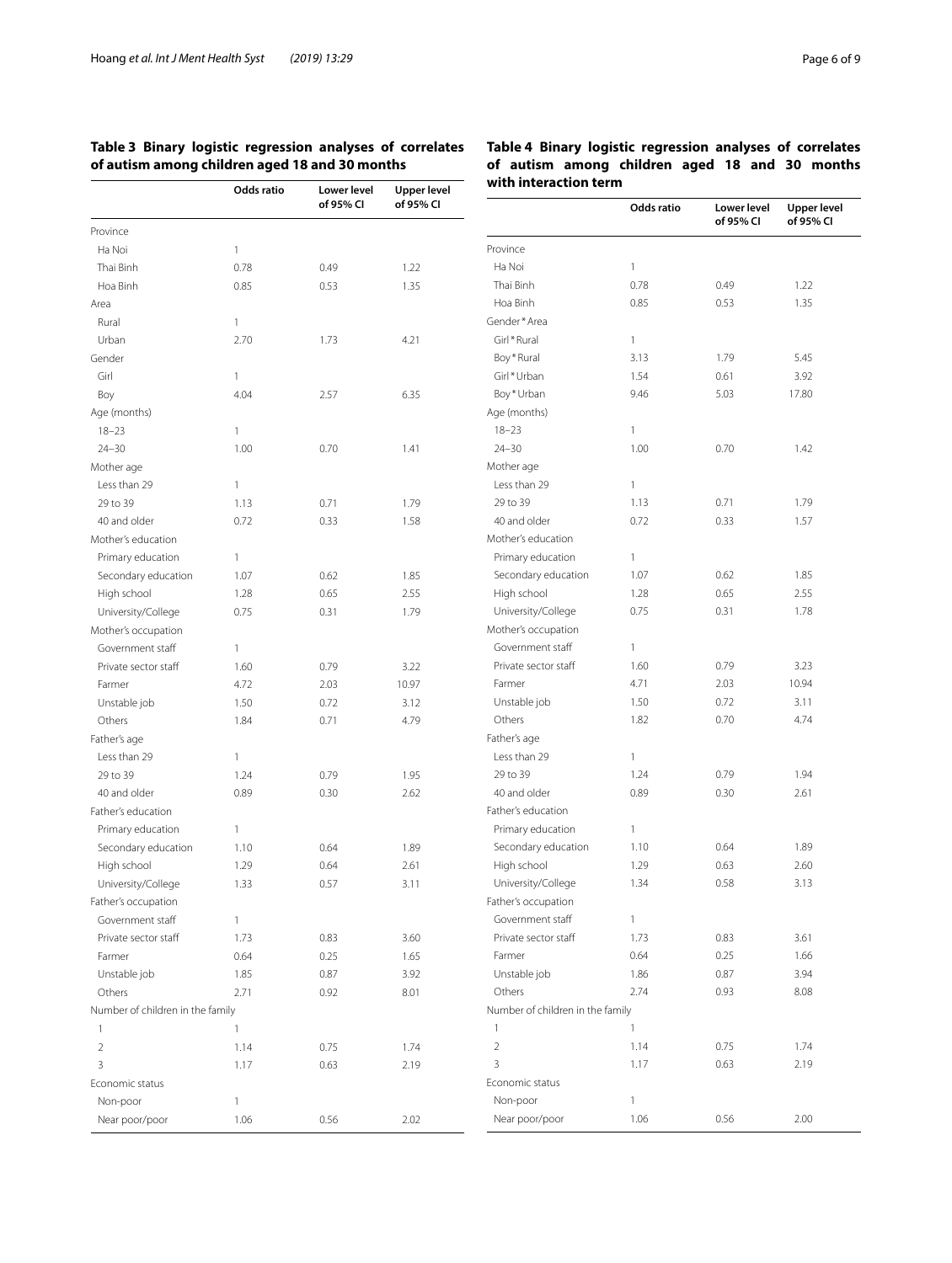**Table 3 Binary logistic regression analyses of correlates of autism among children aged 18 and 30 months**

| | Odds ratio | Lower level of 95% CI | Upper level of 95% CI |
|---|---|---|---|
| Province | | | |
| Ha Noi | 1 | | |
| Thai Binh | 0.78 | 0.49 | 1.22 |
| Hoa Binh | 0.85 | 0.53 | 1.35 |
| Area | | | |
| Rural | 1 | | |
| Urban | 2.70 | 1.73 | 4.21 |
| Gender | | | |
| Girl | 1 | | |
| Boy | 4.04 | 2.57 | 6.35 |
| Age (months) | | | |
| 18–23 | 1 | | |
| 24–30 | 1.00 | 0.70 | 1.41 |
| Mother age | | | |
| Less than 29 | 1 | | |
| 29 to 39 | 1.13 | 0.71 | 1.79 |
| 40 and older | 0.72 | 0.33 | 1.58 |
| Mother's education | | | |
| Primary education | 1 | | |
| Secondary education | 1.07 | 0.62 | 1.85 |
| High school | 1.28 | 0.65 | 2.55 |
| University/College | 0.75 | 0.31 | 1.79 |
| Mother's occupation | | | |
| Government staff | 1 | | |
| Private sector staff | 1.60 | 0.79 | 3.22 |
| Farmer | 4.72 | 2.03 | 10.97 |
| Unstable job | 1.50 | 0.72 | 3.12 |
| Others | 1.84 | 0.71 | 4.79 |
| Father's age | | | |
| Less than 29 | 1 | | |
| 29 to 39 | 1.24 | 0.79 | 1.95 |
| 40 and older | 0.89 | 0.30 | 2.62 |
| Father's education | | | |
| Primary education | 1 | | |
| Secondary education | 1.10 | 0.64 | 1.89 |
| High school | 1.29 | 0.64 | 2.61 |
| University/College | 1.33 | 0.57 | 3.11 |
| Father's occupation | | | |
| Government staff | 1 | | |
| Private sector staff | 1.73 | 0.83 | 3.60 |
| Farmer | 0.64 | 0.25 | 1.65 |
| Unstable job | 1.85 | 0.87 | 3.92 |
| Others | 2.71 | 0.92 | 8.01 |
| Number of children in the family | | | |
| 1 | 1 | | |
| 2 | 1.14 | 0.75 | 1.74 |
| 3 | 1.17 | 0.63 | 2.19 |
| Economic status | | | |
| Non-poor | 1 | | |
| Near poor/poor | 1.06 | 0.56 | 2.02 |

**Table 4 Binary logistic regression analyses of correlates of autism among children aged 18 and 30 months with interaction term**

| | Odds ratio | Lower level of 95% CI | Upper level of 95% CI |
|---|---|---|---|
| Province | | | |
| Ha Noi | 1 | | |
| Thai Binh | 0.78 | 0.49 | 1.22 |
| Hoa Binh | 0.85 | 0.53 | 1.35 |
| Gender * Area | | | |
| Girl * Rural | 1 | | |
| Boy * Rural | 3.13 | 1.79 | 5.45 |
| Girl * Urban | 1.54 | 0.61 | 3.92 |
| Boy * Urban | 9.46 | 5.03 | 17.80 |
| Age (months) | | | |
| 18–23 | 1 | | |
| 24–30 | 1.00 | 0.70 | 1.42 |
| Mother age | | | |
| Less than 29 | 1 | | |
| 29 to 39 | 1.13 | 0.71 | 1.79 |
| 40 and older | 0.72 | 0.33 | 1.57 |
| Mother's education | | | |
| Primary education | 1 | | |
| Secondary education | 1.07 | 0.62 | 1.85 |
| High school | 1.28 | 0.65 | 2.55 |
| University/College | 0.75 | 0.31 | 1.78 |
| Mother's occupation | | | |
| Government staff | 1 | | |
| Private sector staff | 1.60 | 0.79 | 3.23 |
| Farmer | 4.71 | 2.03 | 10.94 |
| Unstable job | 1.50 | 0.72 | 3.11 |
| Others | 1.82 | 0.70 | 4.74 |
| Father's age | | | |
| Less than 29 | 1 | | |
| 29 to 39 | 1.24 | 0.79 | 1.94 |
| 40 and older | 0.89 | 0.30 | 2.61 |
| Father's education | | | |
| Primary education | 1 | | |
| Secondary education | 1.10 | 0.64 | 1.89 |
| High school | 1.29 | 0.63 | 2.60 |
| University/College | 1.34 | 0.58 | 3.13 |
| Father's occupation | | | |
| Government staff | 1 | | |
| Private sector staff | 1.73 | 0.83 | 3.61 |
| Farmer | 0.64 | 0.25 | 1.66 |
| Unstable job | 1.86 | 0.87 | 3.94 |
| Others | 2.74 | 0.93 | 8.08 |
| Number of children in the family | | | |
| 1 | 1 | | |
| 2 | 1.14 | 0.75 | 1.74 |
| 3 | 1.17 | 0.63 | 2.19 |
| Economic status | | | |
| Non-poor | 1 | | |
| Near poor/poor | 1.06 | 0.56 | 2.00 |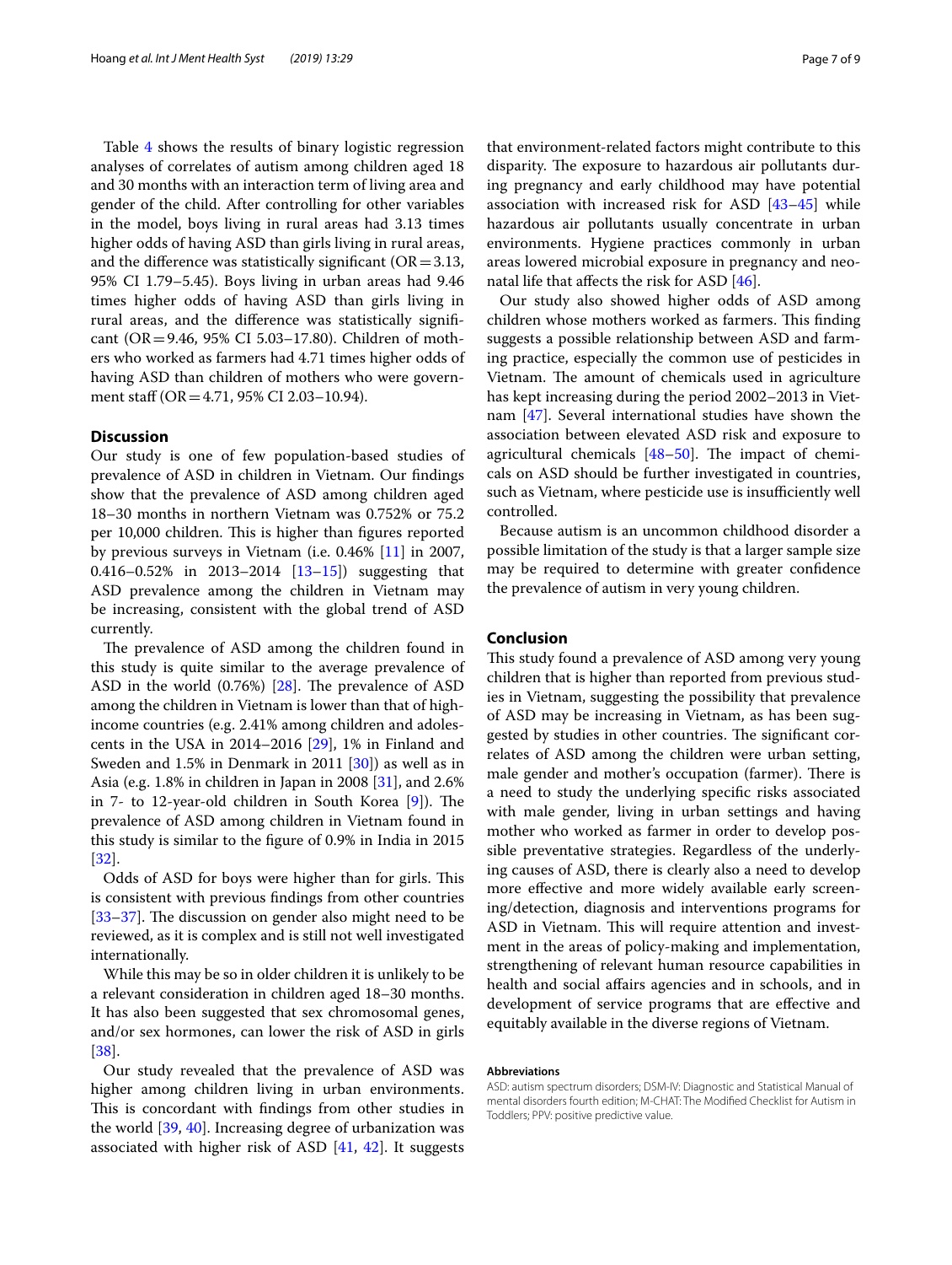Table 4 shows the results of binary logistic regression analyses of correlates of autism among children aged 18 and 30 months with an interaction term of living area and gender of the child. After controlling for other variables in the model, boys living in rural areas had 3.13 times higher odds of having ASD than girls living in rural areas, and the difference was statistically significant (OR = 3.13, 95% CI 1.79–5.45). Boys living in urban areas had 9.46 times higher odds of having ASD than girls living in rural areas, and the difference was statistically significant (OR = 9.46, 95% CI 5.03–17.80). Children of mothers who worked as farmers had 4.71 times higher odds of having ASD than children of mothers who were government staff (OR = 4.71, 95% CI 2.03–10.94).

## Discussion

Our study is one of few population-based studies of prevalence of ASD in children in Vietnam. Our findings show that the prevalence of ASD among children aged 18–30 months in northern Vietnam was 0.752% or 75.2 per 10,000 children. This is higher than figures reported by previous surveys in Vietnam (i.e. 0.46% [11] in 2007, 0.416–0.52% in 2013–2014 [13–15]) suggesting that ASD prevalence among the children in Vietnam may be increasing, consistent with the global trend of ASD currently.

The prevalence of ASD among the children found in this study is quite similar to the average prevalence of ASD in the world (0.76%) [28]. The prevalence of ASD among the children in Vietnam is lower than that of high-income countries (e.g. 2.41% among children and adolescents in the USA in 2014–2016 [29], 1% in Finland and Sweden and 1.5% in Denmark in 2011 [30]) as well as in Asia (e.g. 1.8% in children in Japan in 2008 [31], and 2.6% in 7- to 12-year-old children in South Korea [9]). The prevalence of ASD among children in Vietnam found in this study is similar to the figure of 0.9% in India in 2015 [32].

Odds of ASD for boys were higher than for girls. This is consistent with previous findings from other countries [33–37]. The discussion on gender also might need to be reviewed, as it is complex and is still not well investigated internationally.

While this may be so in older children it is unlikely to be a relevant consideration in children aged 18–30 months. It has also been suggested that sex chromosomal genes, and/or sex hormones, can lower the risk of ASD in girls [38].

Our study revealed that the prevalence of ASD was higher among children living in urban environments. This is concordant with findings from other studies in the world [39, 40]. Increasing degree of urbanization was associated with higher risk of ASD [41, 42]. It suggests that environment-related factors might contribute to this disparity. The exposure to hazardous air pollutants during pregnancy and early childhood may have potential association with increased risk for ASD [43–45] while hazardous air pollutants usually concentrate in urban environments. Hygiene practices commonly in urban areas lowered microbial exposure in pregnancy and neonatal life that affects the risk for ASD [46].

Our study also showed higher odds of ASD among children whose mothers worked as farmers. This finding suggests a possible relationship between ASD and farming practice, especially the common use of pesticides in Vietnam. The amount of chemicals used in agriculture has kept increasing during the period 2002–2013 in Vietnam [47]. Several international studies have shown the association between elevated ASD risk and exposure to agricultural chemicals [48–50]. The impact of chemicals on ASD should be further investigated in countries, such as Vietnam, where pesticide use is insufficiently well controlled.

Because autism is an uncommon childhood disorder a possible limitation of the study is that a larger sample size may be required to determine with greater confidence the prevalence of autism in very young children.

## Conclusion

This study found a prevalence of ASD among very young children that is higher than reported from previous studies in Vietnam, suggesting the possibility that prevalence of ASD may be increasing in Vietnam, as has been suggested by studies in other countries. The significant correlates of ASD among the children were urban setting, male gender and mother's occupation (farmer). There is a need to study the underlying specific risks associated with male gender, living in urban settings and having mother who worked as farmer in order to develop possible preventative strategies. Regardless of the underlying causes of ASD, there is clearly also a need to develop more effective and more widely available early screening/detection, diagnosis and interventions programs for ASD in Vietnam. This will require attention and investment in the areas of policy-making and implementation, strengthening of relevant human resource capabilities in health and social affairs agencies and in schools, and in development of service programs that are effective and equitably available in the diverse regions of Vietnam.

#### Abbreviations

ASD: autism spectrum disorders; DSM-IV: Diagnostic and Statistical Manual of mental disorders fourth edition; M-CHAT: The Modified Checklist for Autism in Toddlers; PPV: positive predictive value.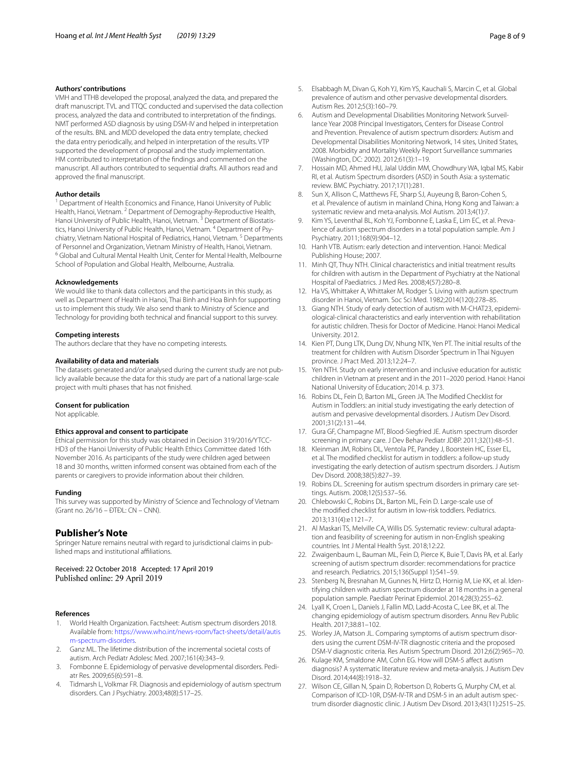### Authors' contributions

VMH and TTHB developed the proposal, analyzed the data, and prepared the draft manuscript. TVL and TTQC conducted and supervised the data collection process, analyzed the data and contributed to interpretation of the findings. NMT performed ASD diagnosis by using DSM-IV and helped in interpretation of the results. BNL and MDD developed the data entry template, checked the data entry periodically, and helped in interpretation of the results. VTP supported the development of proposal and the study implementation. HM contributed to interpretation of the findings and commented on the manuscript. All authors contributed to sequential drafts. All authors read and approved the final manuscript.

### Author details

[1] Department of Health Economics and Finance, Hanoi University of Public Health, Hanoi, Vietnam. [2] Department of Demography-Reproductive Health, Hanoi University of Public Health, Hanoi, Vietnam. [3] Department of Biostatistics, Hanoi University of Public Health, Hanoi, Vietnam. [4] Department of Psychiatry, Vietnam National Hospital of Pediatrics, Hanoi, Vietnam. [5] Departments of Personnel and Organization, Vietnam Ministry of Health, Hanoi, Vietnam. [6] Global and Cultural Mental Health Unit, Center for Mental Health, Melbourne School of Population and Global Health, Melbourne, Australia.

### Acknowledgements

We would like to thank data collectors and the participants in this study, as well as Department of Health in Hanoi, Thai Binh and Hoa Binh for supporting us to implement this study. We also send thank to Ministry of Science and Technology for providing both technical and financial support to this survey.

### Competing interests

The authors declare that they have no competing interests.

### Availability of data and materials

The datasets generated and/or analysed during the current study are not publicly available because the data for this study are part of a national large-scale project with multi phases that has not finished.

### Consent for publication

Not applicable.

### Ethics approval and consent to participate

Ethical permission for this study was obtained in Decision 319/2016/YTCC-HD3 of the Hanoi University of Public Health Ethics Committee dated 16th November 2016. As participants of the study were children aged between 18 and 30 months, written informed consent was obtained from each of the parents or caregivers to provide information about their children.

### Funding

This survey was supported by Ministry of Science and Technology of Vietnam (Grant no. 26/16 – ĐTĐL: CN – CNN).

## Publisher's Note

Springer Nature remains neutral with regard to jurisdictional claims in published maps and institutional affiliations.

Received: 22 October 2018 Accepted: 17 April 2019
Published online: 29 April 2019

### References

1. World Health Organization. Factsheet: Autism spectrum disorders 2018. Available from: https://www.who.int/news-room/fact-sheets/detail/autism-spectrum-disorders.
2. Ganz ML. The lifetime distribution of the incremental societal costs of autism. Arch Pediatr Adolesc Med. 2007;161(4):343–9.
3. Fombonne E. Epidemiology of pervasive developmental disorders. Pediatr Res. 2009;65(6):591–8.
4. Tidmarsh L, Volkmar FR. Diagnosis and epidemiology of autism spectrum disorders. Can J Psychiatry. 2003;48(8):517–25.
5. Elsabbagh M, Divan G, Koh YJ, Kim YS, Kauchali S, Marcin C, et al. Global prevalence of autism and other pervasive developmental disorders. Autism Res. 2012;5(3):160–79.
6. Autism and Developmental Disabilities Monitoring Network Surveillance Year 2008 Principal Investigators, Centers for Disease Control and Prevention. Prevalence of autism spectrum disorders: Autism and Developmental Disabilities Monitoring Network, 14 sites, United States, 2008. Morbidity and Mortality Weekly Report Surveillance summaries (Washington, DC: 2002). 2012;61(3):1–19.
7. Hossain MD, Ahmed HU, Jalal Uddin MM, Chowdhury WA, Iqbal MS, Kabir RI, et al. Autism Spectrum disorders (ASD) in South Asia: a systematic review. BMC Psychiatry. 2017;17(1):281.
8. Sun X, Allison C, Matthews FE, Sharp SJ, Auyeung B, Baron-Cohen S, et al. Prevalence of autism in mainland China, Hong Kong and Taiwan: a systematic review and meta-analysis. Mol Autism. 2013;4(1):7.
9. Kim YS, Leventhal BL, Koh YJ, Fombonne E, Laska E, Lim EC, et al. Prevalence of autism spectrum disorders in a total population sample. Am J Psychiatry. 2011;168(9):904–12.
10. Hanh VTB. Autism: early detection and intervention. Hanoi: Medical Publishing House; 2007.
11. Minh QT, Thuy NTH. Clinical characteristics and initial treatment results for children with autism in the Department of Psychiatry at the National Hospital of Paediatrics. J Med Res. 2008;4(57):280–8.
12. Ha VS, Whittaker A, Whittaker M, Rodger S. Living with autism spectrum disorder in Hanoi, Vietnam. Soc Sci Med. 1982;2014(120):278–85.
13. Giang NTH. Study of early detection of autism with M-CHAT23, epidemiological-clinical characteristics and early intervention with rehabilitation for autistic children. Thesis for Doctor of Medicine. Hanoi: Hanoi Medical University. 2012.
14. Kien PT, Dung LTK, Dung DV, Nhung NTK, Yen PT. The initial results of the treatment for children with Autism Disorder Spectrum in Thai Nguyen province. J Pract Med. 2013;12:24–7.
15. Yen NTH. Study on early intervention and inclusive education for autistic children in Vietnam at present and in the 2011–2020 period. Hanoi: Hanoi National University of Education; 2014. p. 373.
16. Robins DL, Fein D, Barton ML, Green JA. The Modified Checklist for Autism in Toddlers: an initial study investigating the early detection of autism and pervasive developmental disorders. J Autism Dev Disord. 2001;31(2):131–44.
17. Gura GF, Champagne MT, Blood-Siegfried JE. Autism spectrum disorder screening in primary care. J Dev Behav Pediatr JDBP. 2011;32(1):48–51.
18. Kleinman JM, Robins DL, Ventola PE, Pandey J, Boorstein HC, Esser EL, et al. The modified checklist for autism in toddlers: a follow-up study investigating the early detection of autism spectrum disorders. J Autism Dev Disord. 2008;38(5):827–39.
19. Robins DL. Screening for autism spectrum disorders in primary care settings. Autism. 2008;12(5):537–56.
20. Chlebowski C, Robins DL, Barton ML, Fein D. Large-scale use of the modified checklist for autism in low-risk toddlers. Pediatrics. 2013;131(4):e1121–7.
21. Al Maskari TS, Melville CA, Willis DS. Systematic review: cultural adaptation and feasibility of screening for autism in non-English speaking countries. Int J Mental Health Syst. 2018;12:22.
22. Zwaigenbaum L, Bauman ML, Fein D, Pierce K, Buie T, Davis PA, et al. Early screening of autism spectrum disorder: recommendations for practice and research. Pediatrics. 2015;136(Suppl 1):S41–59.
23. Stenberg N, Bresnahan M, Gunnes N, Hirtz D, Hornig M, Lie KK, et al. Identifying children with autism spectrum disorder at 18 months in a general population sample. Paediatr Perinat Epidemiol. 2014;28(3):255–62.
24. Lyall K, Croen L, Daniels J, Fallin MD, Ladd-Acosta C, Lee BK, et al. The changing epidemiology of autism spectrum disorders. Annu Rev Public Health. 2017;38:81–102.
25. Worley JA, Matson JL. Comparing symptoms of autism spectrum disorders using the current DSM-IV-TR diagnostic criteria and the proposed DSM-V diagnostic criteria. Res Autism Spectrum Disord. 2012;6(2):965–70.
26. Kulage KM, Smaldone AM, Cohn EG. How will DSM-5 affect autism diagnosis? A systematic literature review and meta-analysis. J Autism Dev Disord. 2014;44(8):1918–32.
27. Wilson CE, Gillan N, Spain D, Robertson D, Roberts G, Murphy CM, et al. Comparison of ICD-10R, DSM-IV-TR and DSM-5 in an adult autism spectrum disorder diagnostic clinic. J Autism Dev Disord. 2013;43(11):2515–25.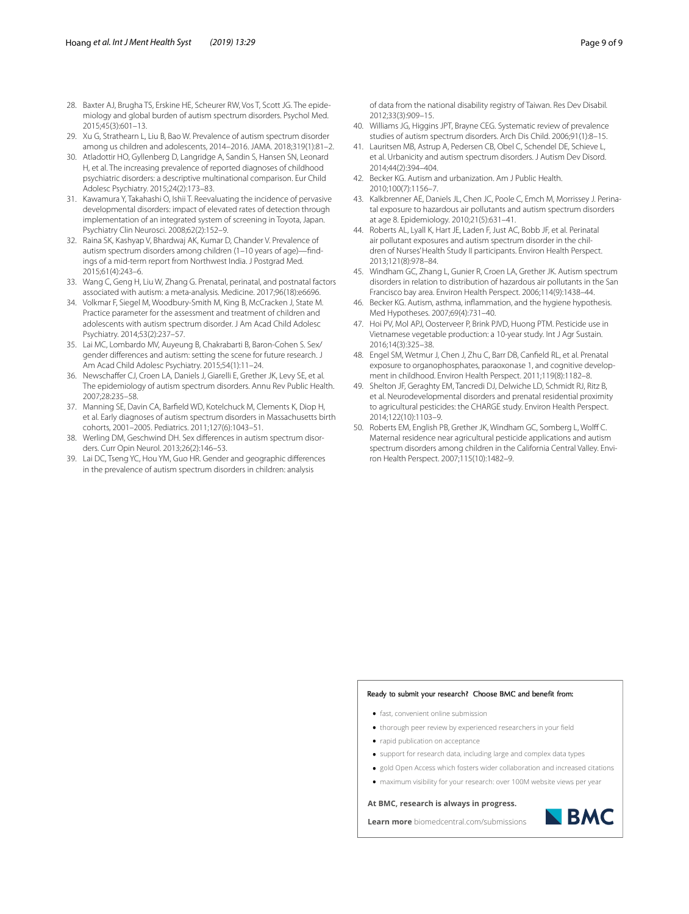28. Baxter AJ, Brugha TS, Erskine HE, Scheurer RW, Vos T, Scott JG. The epidemiology and global burden of autism spectrum disorders. Psychol Med. 2015;45(3):601–13.
29. Xu G, Strathearn L, Liu B, Bao W. Prevalence of autism spectrum disorder among us children and adolescents, 2014–2016. JAMA. 2018;319(1):81–2.
30. Atladottir HO, Gyllenberg D, Langridge A, Sandin S, Hansen SN, Leonard H, et al. The increasing prevalence of reported diagnoses of childhood psychiatric disorders: a descriptive multinational comparison. Eur Child Adolesc Psychiatry. 2015;24(2):173–83.
31. Kawamura Y, Takahashi O, Ishii T. Reevaluating the incidence of pervasive developmental disorders: impact of elevated rates of detection through implementation of an integrated system of screening in Toyota, Japan. Psychiatry Clin Neurosci. 2008;62(2):152–9.
32. Raina SK, Kashyap V, Bhardwaj AK, Kumar D, Chander V. Prevalence of autism spectrum disorders among children (1–10 years of age)—findings of a mid-term report from Northwest India. J Postgrad Med. 2015;61(4):243–6.
33. Wang C, Geng H, Liu W, Zhang G. Prenatal, perinatal, and postnatal factors associated with autism: a meta-analysis. Medicine. 2017;96(18):e6696.
34. Volkmar F, Siegel M, Woodbury-Smith M, King B, McCracken J, State M. Practice parameter for the assessment and treatment of children and adolescents with autism spectrum disorder. J Am Acad Child Adolesc Psychiatry. 2014;53(2):237–57.
35. Lai MC, Lombardo MV, Auyeung B, Chakrabarti B, Baron-Cohen S. Sex/gender differences and autism: setting the scene for future research. J Am Acad Child Adolesc Psychiatry. 2015;54(1):11–24.
36. Newschaffer CJ, Croen LA, Daniels J, Giarelli E, Grether JK, Levy SE, et al. The epidemiology of autism spectrum disorders. Annu Rev Public Health. 2007;28:235–58.
37. Manning SE, Davin CA, Barfield WD, Kotelchuck M, Clements K, Diop H, et al. Early diagnoses of autism spectrum disorders in Massachusetts birth cohorts, 2001–2005. Pediatrics. 2011;127(6):1043–51.
38. Werling DM, Geschwind DH. Sex differences in autism spectrum disorders. Curr Opin Neurol. 2013;26(2):146–53.
39. Lai DC, Tseng YC, Hou YM, Guo HR. Gender and geographic differences in the prevalence of autism spectrum disorders in children: analysis of data from the national disability registry of Taiwan. Res Dev Disabil. 2012;33(3):909–15.
40. Williams JG, Higgins JPT, Brayne CEG. Systematic review of prevalence studies of autism spectrum disorders. Arch Dis Child. 2006;91(1):8–15.
41. Lauritsen MB, Astrup A, Pedersen CB, Obel C, Schendel DE, Schieve L, et al. Urbanicity and autism spectrum disorders. J Autism Dev Disord. 2014;44(2):394–404.
42. Becker KG. Autism and urbanization. Am J Public Health. 2010;100(7):1156–7.
43. Kalkbrenner AE, Daniels JL, Chen JC, Poole C, Emch M, Morrissey J. Perinatal exposure to hazardous air pollutants and autism spectrum disorders at age 8. Epidemiology. 2010;21(5):631–41.
44. Roberts AL, Lyall K, Hart JE, Laden F, Just AC, Bobb JF, et al. Perinatal air pollutant exposures and autism spectrum disorder in the children of Nurses' Health Study II participants. Environ Health Perspect. 2013;121(8):978–84.
45. Windham GC, Zhang L, Gunier R, Croen LA, Grether JK. Autism spectrum disorders in relation to distribution of hazardous air pollutants in the San Francisco bay area. Environ Health Perspect. 2006;114(9):1438–44.
46. Becker KG. Autism, asthma, inflammation, and the hygiene hypothesis. Med Hypotheses. 2007;69(4):731–40.
47. Hoi PV, Mol APJ, Oosterveer P, Brink PJVD, Huong PTM. Pesticide use in Vietnamese vegetable production: a 10-year study. Int J Agr Sustain. 2016;14(3):325–38.
48. Engel SM, Wetmur J, Chen J, Zhu C, Barr DB, Canfield RL, et al. Prenatal exposure to organophosphates, paraoxonase 1, and cognitive development in childhood. Environ Health Perspect. 2011;119(8):1182–8.
49. Shelton JF, Geraghty EM, Tancredi DJ, Delwiche LD, Schmidt RJ, Ritz B, et al. Neurodevelopmental disorders and prenatal residential proximity to agricultural pesticides: the CHARGE study. Environ Health Perspect. 2014;122(10):1103–9.
50. Roberts EM, English PB, Grether JK, Windham GC, Somberg L, Wolff C. Maternal residence near agricultural pesticide applications and autism spectrum disorders among children in the California Central Valley. Environ Health Perspect. 2007;115(10):1482–9.

Ready to submit your research? Choose BMC and benefit from:

- fast, convenient online submission
- thorough peer review by experienced researchers in your field
- rapid publication on acceptance
- support for research data, including large and complex data types
- gold Open Access which fosters wider collaboration and increased citations
- maximum visibility for your research: over 100M website views per year

**At BMC, research is always in progress.**

**Learn more** biomedcentral.com/submissions

BMC